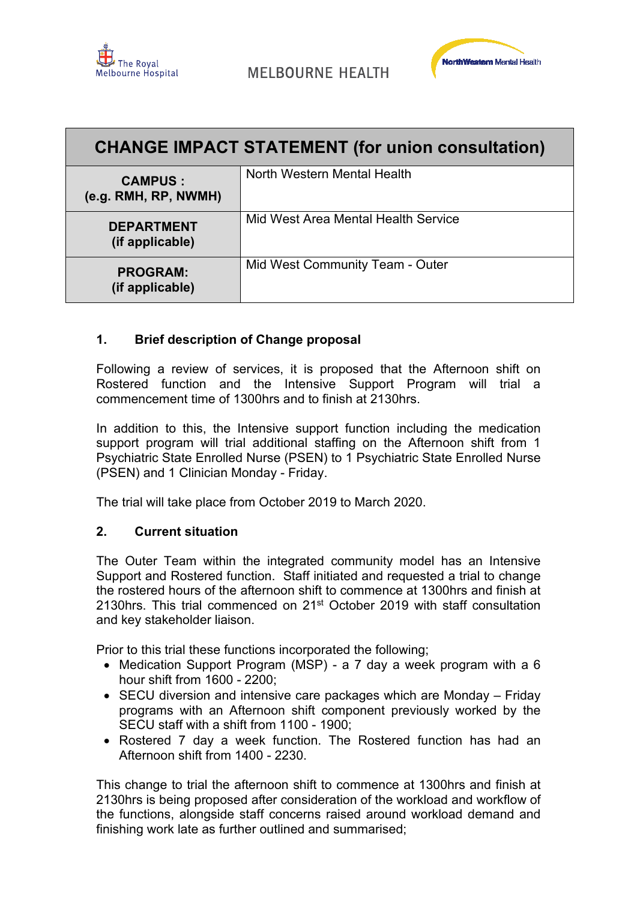MELBOURNE HEALTH

| CHANGE IMPACT STATEMENT (for union consultation) | |
|---|---|
| **CAMPUS :** **(e.g. RMH, RP, NWMH)** | North Western Mental Health |
| **DEPARTMENT** **(if applicable)** | Mid West Area Mental Health Service |
| **PROGRAM:** **(if applicable)** | Mid West Community Team - Outer |

## 1. Brief description of Change proposal

Following a review of services, it is proposed that the Afternoon shift on Rostered function and the Intensive Support Program will trial a commencement time of 1300hrs and to finish at 2130hrs.

In addition to this, the Intensive support function including the medication support program will trial additional staffing on the Afternoon shift from 1 Psychiatric State Enrolled Nurse (PSEN) to 1 Psychiatric State Enrolled Nurse (PSEN) and 1 Clinician Monday - Friday.

The trial will take place from October 2019 to March 2020.

## 2. Current situation

The Outer Team within the integrated community model has an Intensive Support and Rostered function. Staff initiated and requested a trial to change the rostered hours of the afternoon shift to commence at 1300hrs and finish at 2130hrs. This trial commenced on 21st October 2019 with staff consultation and key stakeholder liaison.

Prior to this trial these functions incorporated the following;

- Medication Support Program (MSP) - a 7 day a week program with a 6 hour shift from 1600 - 2200;
- SECU diversion and intensive care packages which are Monday – Friday programs with an Afternoon shift component previously worked by the SECU staff with a shift from 1100 - 1900;
- Rostered 7 day a week function. The Rostered function has had an Afternoon shift from 1400 - 2230.

This change to trial the afternoon shift to commence at 1300hrs and finish at 2130hrs is being proposed after consideration of the workload and workflow of the functions, alongside staff concerns raised around workload demand and finishing work late as further outlined and summarised;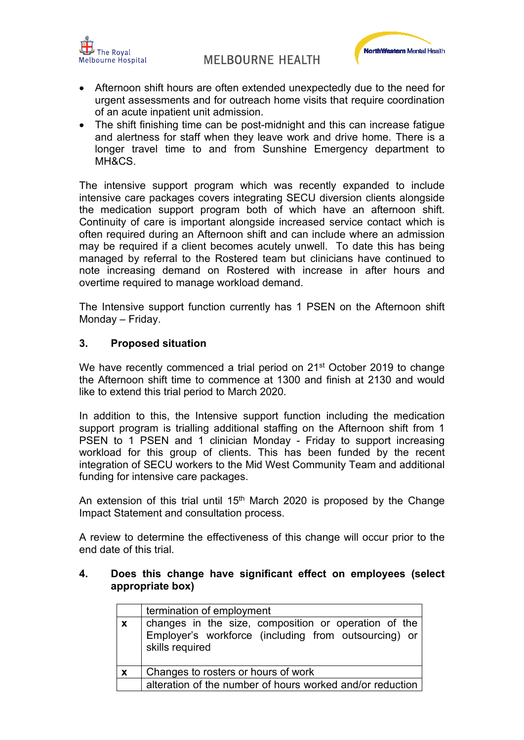- Afternoon shift hours are often extended unexpectedly due to the need for urgent assessments and for outreach home visits that require coordination of an acute inpatient unit admission.
- The shift finishing time can be post-midnight and this can increase fatigue and alertness for staff when they leave work and drive home. There is a longer travel time to and from Sunshine Emergency department to MH&CS.

The intensive support program which was recently expanded to include intensive care packages covers integrating SECU diversion clients alongside the medication support program both of which have an afternoon shift. Continuity of care is important alongside increased service contact which is often required during an Afternoon shift and can include where an admission may be required if a client becomes acutely unwell. To date this has being managed by referral to the Rostered team but clinicians have continued to note increasing demand on Rostered with increase in after hours and overtime required to manage workload demand.

The Intensive support function currently has 1 PSEN on the Afternoon shift Monday – Friday.

### 3. Proposed situation

We have recently commenced a trial period on 21st October 2019 to change the Afternoon shift time to commence at 1300 and finish at 2130 and would like to extend this trial period to March 2020.

In addition to this, the Intensive support function including the medication support program is trialling additional staffing on the Afternoon shift from 1 PSEN to 1 PSEN and 1 clinician Monday - Friday to support increasing workload for this group of clients. This has been funded by the recent integration of SECU workers to the Mid West Community Team and additional funding for intensive care packages.

An extension of this trial until 15th March 2020 is proposed by the Change Impact Statement and consultation process.

A review to determine the effectiveness of this change will occur prior to the end date of this trial.

### 4. Does this change have significant effect on employees (select appropriate box)

| | |
|---|---|
| | termination of employment |
| x | changes in the size, composition or operation of the Employer's workforce (including from outsourcing) or skills required |
| x | Changes to rosters or hours of work |
| | alteration of the number of hours worked and/or reduction |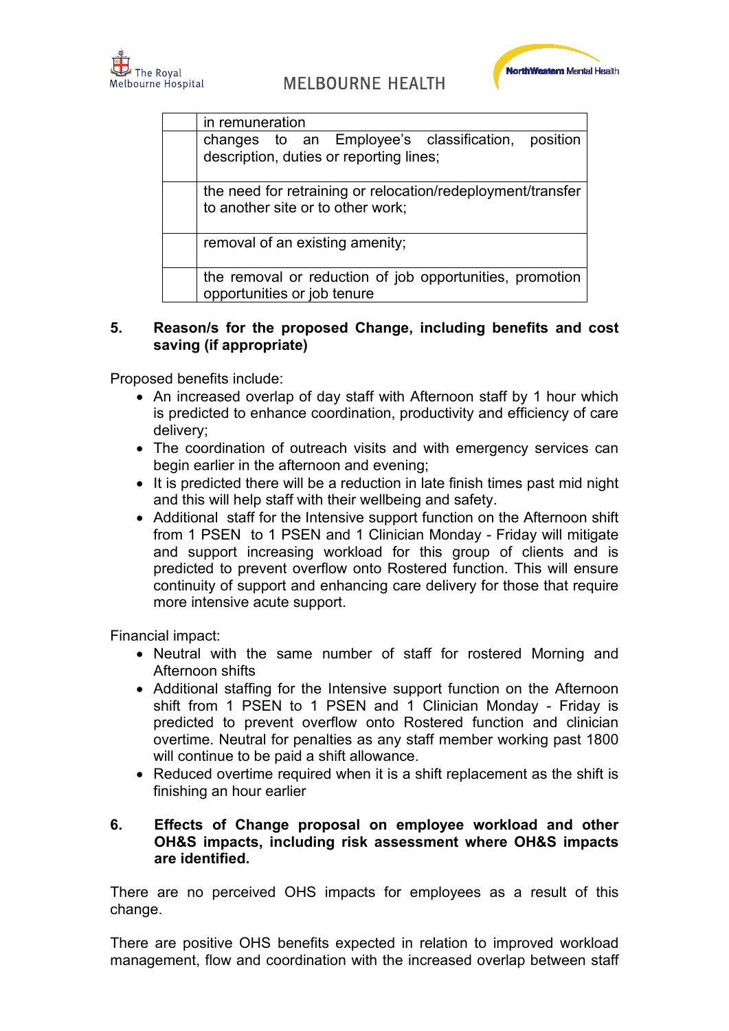| | |
|---|---|
| | in remuneration |
| | changes to an Employee's classification, position description, duties or reporting lines; |
| | the need for retraining or relocation/redeployment/transfer to another site or to other work; |
| | removal of an existing amenity; |
| | the removal or reduction of job opportunities, promotion opportunities or job tenure |

## 5. Reason/s for the proposed Change, including benefits and cost saving (if appropriate)

Proposed benefits include:

- An increased overlap of day staff with Afternoon staff by 1 hour which is predicted to enhance coordination, productivity and efficiency of care delivery;
- The coordination of outreach visits and with emergency services can begin earlier in the afternoon and evening;
- It is predicted there will be a reduction in late finish times past mid night and this will help staff with their wellbeing and safety.
- Additional staff for the Intensive support function on the Afternoon shift from 1 PSEN to 1 PSEN and 1 Clinician Monday - Friday will mitigate and support increasing workload for this group of clients and is predicted to prevent overflow onto Rostered function. This will ensure continuity of support and enhancing care delivery for those that require more intensive acute support.

Financial impact:

- Neutral with the same number of staff for rostered Morning and Afternoon shifts
- Additional staffing for the Intensive support function on the Afternoon shift from 1 PSEN to 1 PSEN and 1 Clinician Monday - Friday is predicted to prevent overflow onto Rostered function and clinician overtime. Neutral for penalties as any staff member working past 1800 will continue to be paid a shift allowance.
- Reduced overtime required when it is a shift replacement as the shift is finishing an hour earlier

## 6. Effects of Change proposal on employee workload and other OH&S impacts, including risk assessment where OH&S impacts are identified.

There are no perceived OHS impacts for employees as a result of this change.

There are positive OHS benefits expected in relation to improved workload management, flow and coordination with the increased overlap between staff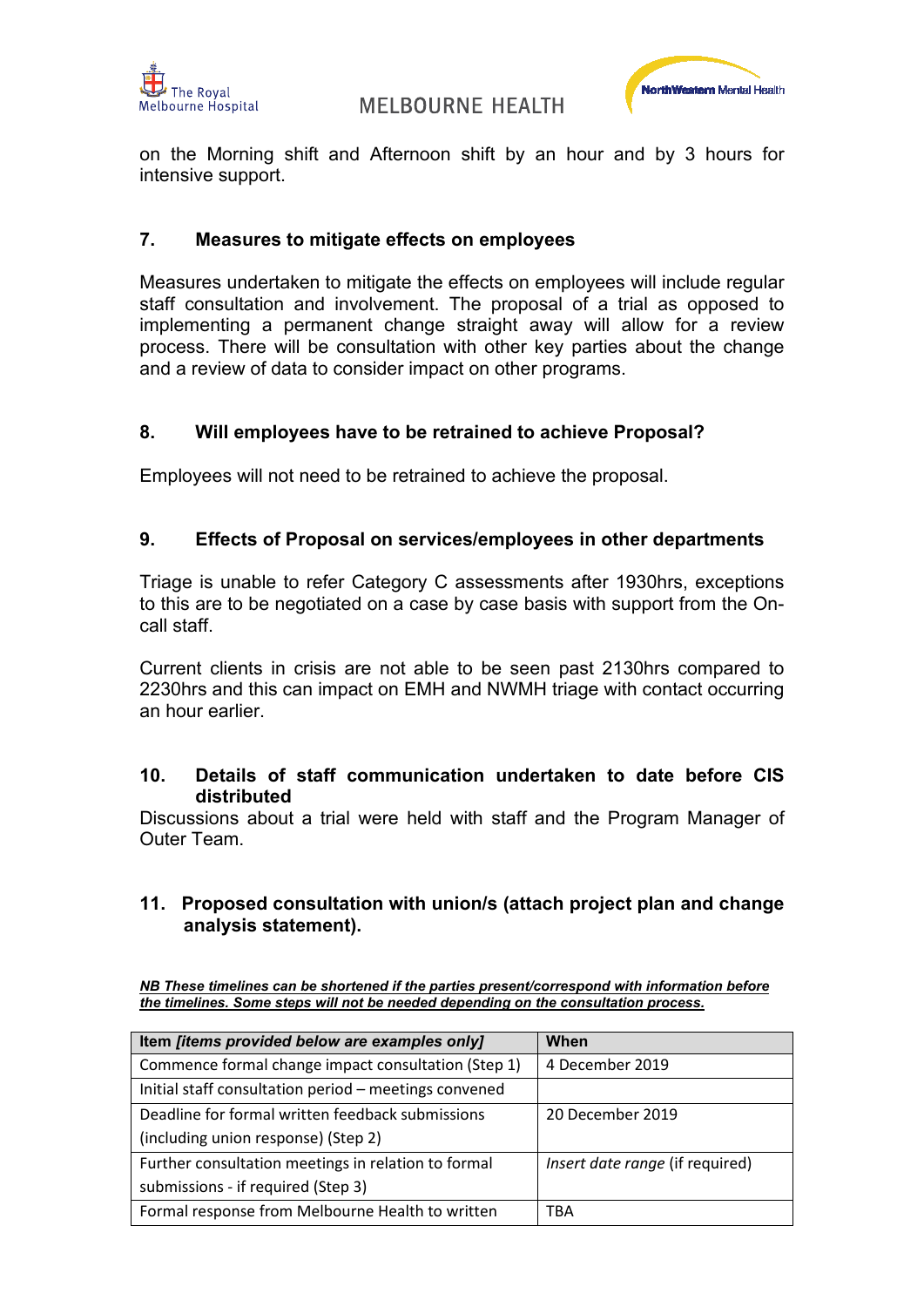on the Morning shift and Afternoon shift by an hour and by 3 hours for intensive support.

## 7. Measures to mitigate effects on employees

Measures undertaken to mitigate the effects on employees will include regular staff consultation and involvement. The proposal of a trial as opposed to implementing a permanent change straight away will allow for a review process. There will be consultation with other key parties about the change and a review of data to consider impact on other programs.

## 8. Will employees have to be retrained to achieve Proposal?

Employees will not need to be retrained to achieve the proposal.

## 9. Effects of Proposal on services/employees in other departments

Triage is unable to refer Category C assessments after 1930hrs, exceptions to this are to be negotiated on a case by case basis with support from the On-call staff.

Current clients in crisis are not able to be seen past 2130hrs compared to 2230hrs and this can impact on EMH and NWMH triage with contact occurring an hour earlier.

## 10. Details of staff communication undertaken to date before CIS distributed

Discussions about a trial were held with staff and the Program Manager of Outer Team.

## 11. Proposed consultation with union/s (attach project plan and change analysis statement).

***NB These timelines can be shortened if the parties present/correspond with information before the timelines. Some steps will not be needed depending on the consultation process.***

| **Item *[items provided below are examples only]*** | **When** |
|---|---|
| Commence formal change impact consultation (Step 1) | 4 December 2019 |
| Initial staff consultation period – meetings convened | |
| Deadline for formal written feedback submissions (including union response) (Step 2) | 20 December 2019 |
| Further consultation meetings in relation to formal submissions - if required (Step 3) | *Insert date range* (if required) |
| Formal response from Melbourne Health to written | TBA |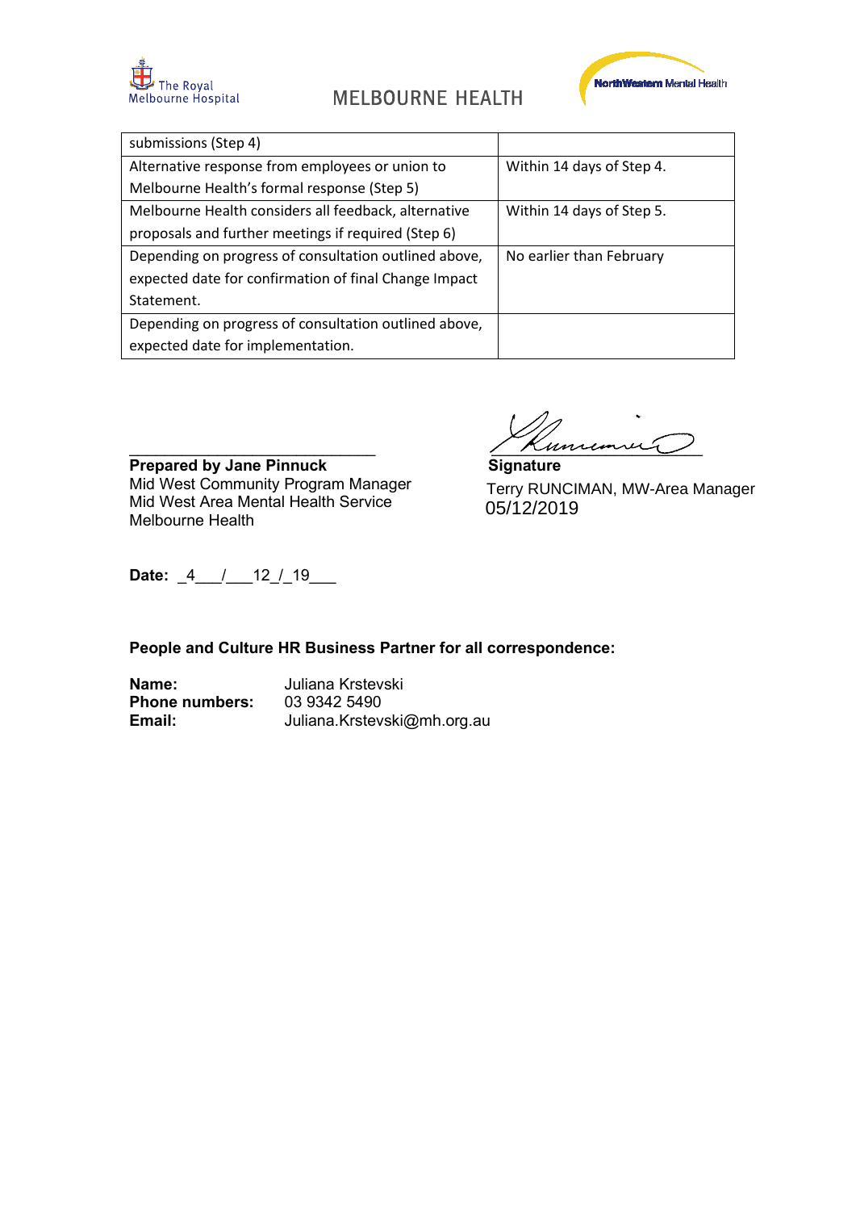| | |
|---|---|
| submissions (Step 4) | |
| Alternative response from employees or union to Melbourne Health's formal response (Step 5) | Within 14 days of Step 4. |
| Melbourne Health considers all feedback, alternative proposals and further meetings if required (Step 6) | Within 14 days of Step 5. |
| Depending on progress of consultation outlined above, expected date for confirmation of final Change Impact Statement. | No earlier than February |
| Depending on progress of consultation outlined above, expected date for implementation. | |

____________________________
**Prepared by Jane Pinnuck**
Mid West Community Program Manager
Mid West Area Mental Health Service
Melbourne Health

**Signature**
Terry RUNCIMAN, MW-Area Manager
05/12/2019

**Date:** _4___/___12_/_19___

**People and Culture HR Business Partner for all correspondence:**

**Name:** Juliana Krstevski
**Phone numbers:** 03 9342 5490
**Email:** Juliana.Krstevski@mh.org.au